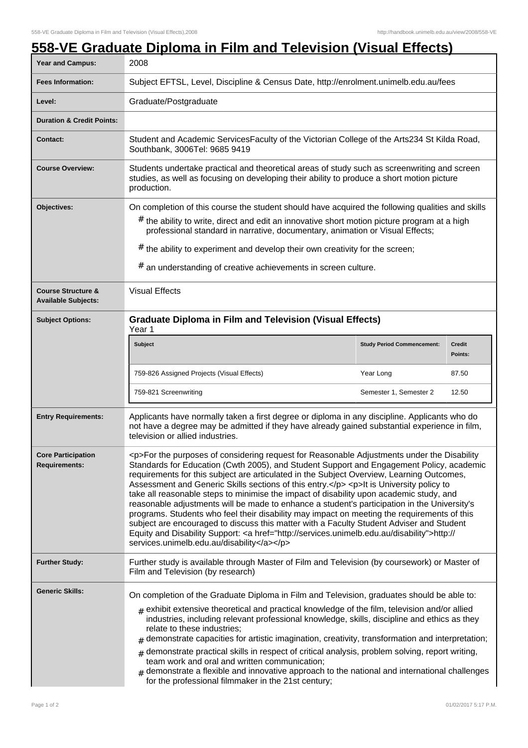# 558-VE Graduate Diploma in Film and Television (Visual Effects)

| | |
|---|---|
| **Year and Campus:** | 2008 |
| **Fees Information:** | Subject EFTSL, Level, Discipline & Census Date, http://enrolment.unimelb.edu.au/fees |
| **Level:** | Graduate/Postgraduate |
| **Duration & Credit Points:** | |
| **Contact:** | Student and Academic ServicesFaculty of the Victorian College of the Arts234 St Kilda Road, Southbank, 3006Tel: 9685 9419 |
| **Course Overview:** | Students undertake practical and theoretical areas of study such as screenwriting and screen studies, as well as focusing on developing their ability to produce a short motion picture production. |
| **Objectives:** | On completion of this course the student should have acquired the following qualities and skills<br># the ability to write, direct and edit an innovative short motion picture program at a high professional standard in narrative, documentary, animation or Visual Effects;<br># the ability to experiment and develop their own creativity for the screen;<br># an understanding of creative achievements in screen culture. |
| **Course Structure & Available Subjects:** | Visual Effects |
| **Subject Options:** | **Graduate Diploma in Film and Television (Visual Effects)**<br>Year 1 |

| Subject | Study Period Commencement: | Credit Points: |
|---|---|---|
| 759-826 Assigned Projects (Visual Effects) | Year Long | 87.50 |
| 759-821 Screenwriting | Semester 1, Semester 2 | 12.50 |

| | |
|---|---|
| **Entry Requirements:** | Applicants have normally taken a first degree or diploma in any discipline. Applicants who do not have a degree may be admitted if they have already gained substantial experience in film, television or allied industries. |
| **Core Participation Requirements:** | <p>For the purposes of considering request for Reasonable Adjustments under the Disability Standards for Education (Cwth 2005), and Student Support and Engagement Policy, academic requirements for this subject are articulated in the Subject Overview, Learning Outcomes, Assessment and Generic Skills sections of this entry.</p> <p>It is University policy to take all reasonable steps to minimise the impact of disability upon academic study, and reasonable adjustments will be made to enhance a student's participation in the University's programs. Students who feel their disability may impact on meeting the requirements of this subject are encouraged to discuss this matter with a Faculty Student Adviser and Student Equity and Disability Support: <a href="http://services.unimelb.edu.au/disability">http://services.unimelb.edu.au/disability</a></p> |
| **Further Study:** | Further study is available through Master of Film and Television (by coursework) or Master of Film and Television (by research) |
| **Generic Skills:** | On completion of the Graduate Diploma in Film and Television, graduates should be able to:<br># exhibit extensive theoretical and practical knowledge of the film, television and/or allied industries, including relevant professional knowledge, skills, discipline and ethics as they relate to these industries;<br># demonstrate capacities for artistic imagination, creativity, transformation and interpretation;<br># demonstrate practical skills in respect of critical analysis, problem solving, report writing, team work and oral and written communication;<br># demonstrate a flexible and innovative approach to the national and international challenges for the professional filmmaker in the 21st century; |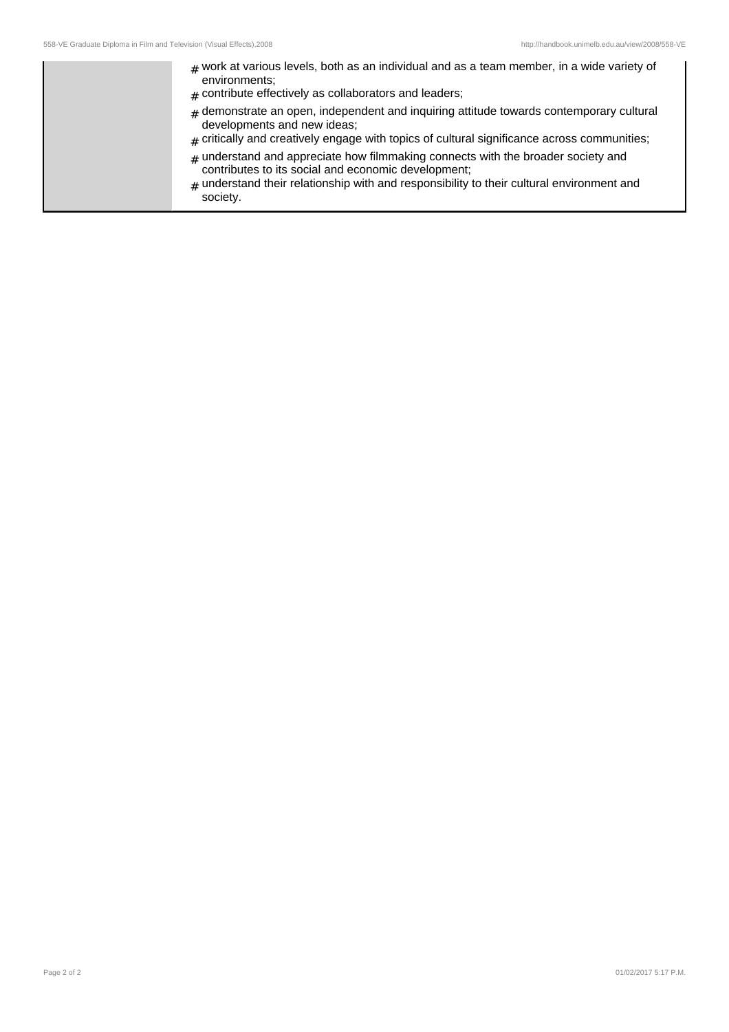# work at various levels, both as an individual and as a team member, in a wide variety of environments;
# contribute effectively as collaborators and leaders;
# demonstrate an open, independent and inquiring attitude towards contemporary cultural developments and new ideas;
# critically and creatively engage with topics of cultural significance across communities;
# understand and appreciate how filmmaking connects with the broader society and contributes to its social and economic development;
# understand their relationship with and responsibility to their cultural environment and society.